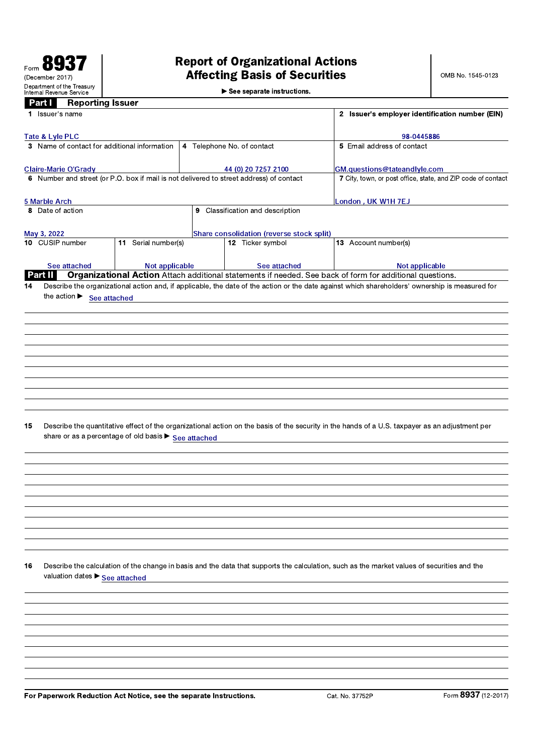Form **8937**
(December 2017)
Department of the Treasury
Internal Revenue Service

# Report of Organizational Actions Affecting Basis of Securities

▶ See separate instructions.

OMB No. 1545-0123

## Part I Reporting Issuer

| | |
|---|---|
| 1 Issuer's name: Tate & Lyle PLC | 2 Issuer's employer identification number (EIN): 98-0445886 |
| 3 Name of contact for additional information: Claire-Marie O'Grady | 4 Telephone No. of contact: 44 (0) 20 7257 2100 |
| 5 Email address of contact: GM.questions@tateandlyle.com | |
| 6 Number and street (or P.O. box if mail is not delivered to street address) of contact: 5 Marble Arch | 7 City, town, or post office, state, and ZIP code of contact: London , UK W1H 7EJ |
| 8 Date of action: May 3, 2022 | 9 Classification and description: Share consolidation (reverse stock split) |
| 10 CUSIP number: See attached | 11 Serial number(s): Not applicable |
| 12 Ticker symbol: See attached | 13 Account number(s): Not applicable |

## Part II Organizational Action

Attach additional statements if needed. See back of form for additional questions.

**14** Describe the organizational action and, if applicable, the date of the action or the date against which shareholders' ownership is measured for the action ▶ See attached

**15** Describe the quantitative effect of the organizational action on the basis of the security in the hands of a U.S. taxpayer as an adjustment per share or as a percentage of old basis ▶ See attached

**16** Describe the calculation of the change in basis and the data that supports the calculation, such as the market values of securities and the valuation dates ▶ See attached

**For Paperwork Reduction Act Notice, see the separate Instructions.** Cat. No. 37752P Form **8937** (12-2017)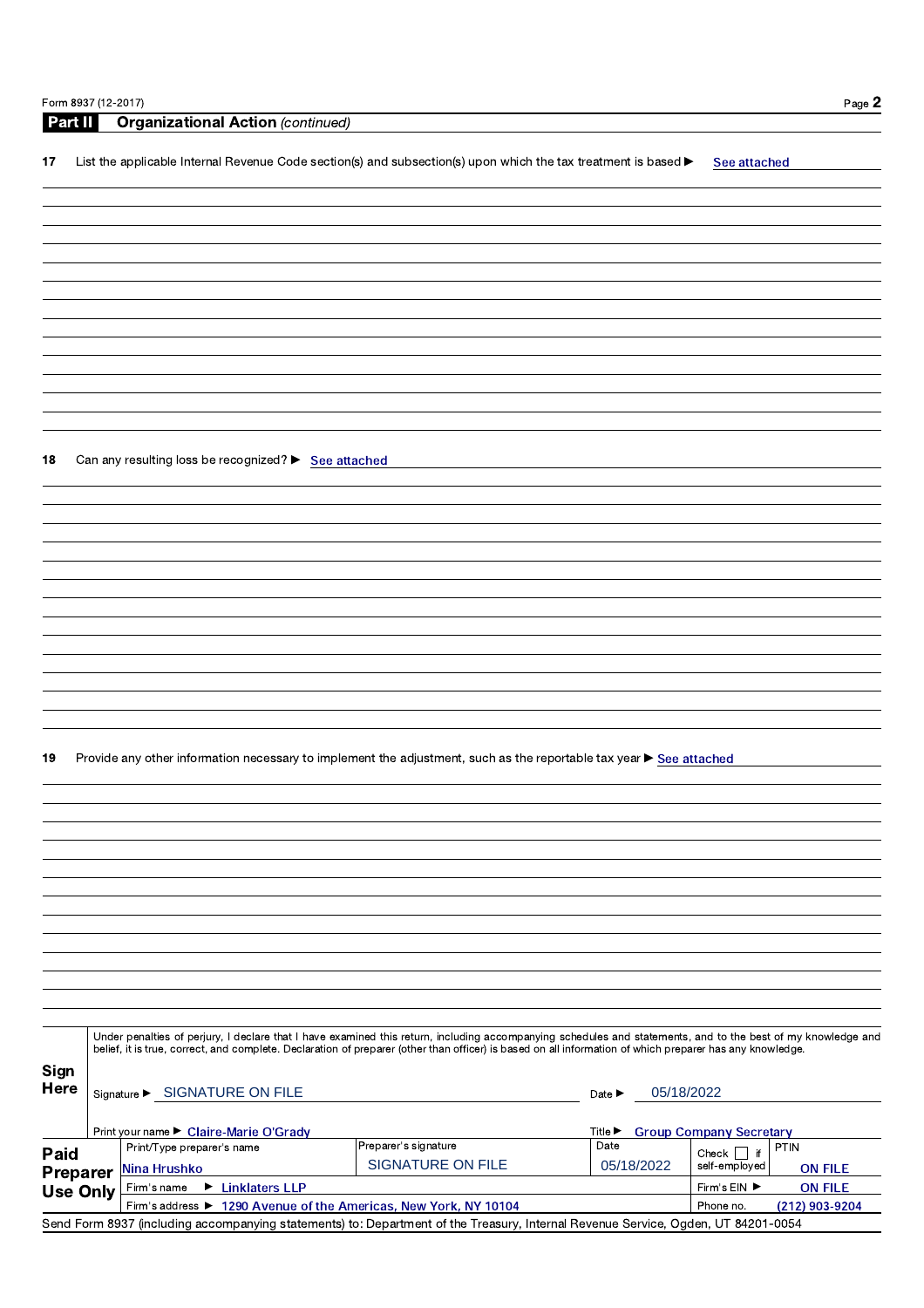Form 8937 (12-2017)

## Part II Organizational Action *(continued)*

**17** List the applicable Internal Revenue Code section(s) and subsection(s) upon which the tax treatment is based ▶ See attached

**18** Can any resulting loss be recognized? ▶ See attached

**19** Provide any other information necessary to implement the adjustment, such as the reportable tax year ▶ See attached

**Sign Here**

Under penalties of perjury, I declare that I have examined this return, including accompanying schedules and statements, and to the best of my knowledge and belief, it is true, correct, and complete. Declaration of preparer (other than officer) is based on all information of which preparer has any knowledge.

Signature ▶ SIGNATURE ON FILE    Date ▶ 05/18/2022

Print your name ▶ Claire-Marie O'Grady    Title ▶ Group Company Secretary

**Paid Preparer Use Only**

| Print/Type preparer's name | Preparer's signature | Date | Check ☐ if self-employed | PTIN |
|---|---|---|---|---|
| Nina Hrushko | SIGNATURE ON FILE | 05/18/2022 | | ON FILE |
| Firm's name ▶ Linklaters LLP | | | Firm's EIN ▶ | ON FILE |
| Firm's address ▶ 1290 Avenue of the Americas, New York, NY 10104 | | | Phone no. | (212) 903-9204 |

Send Form 8937 (including accompanying statements) to: Department of the Treasury, Internal Revenue Service, Ogden, UT 84201-0054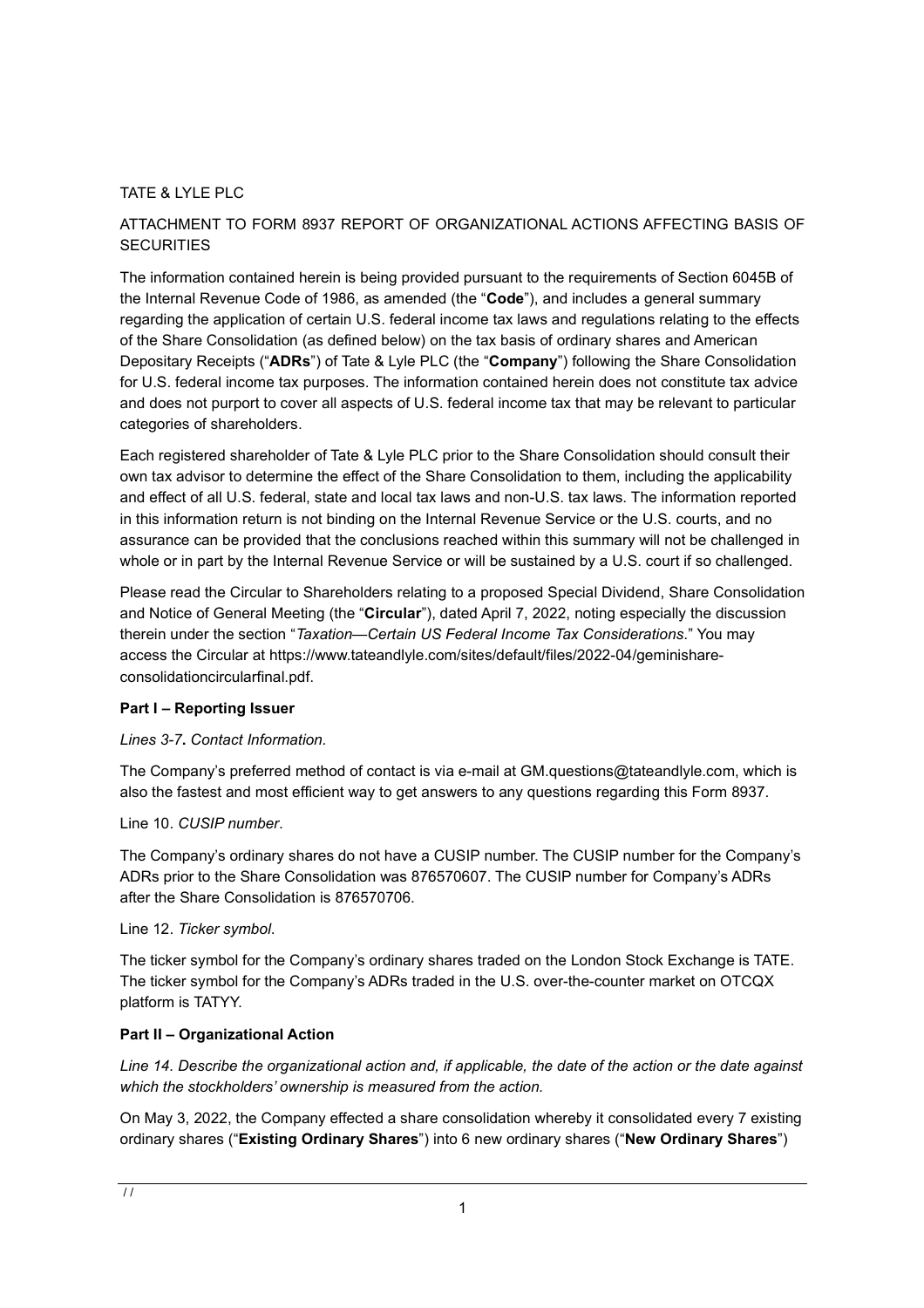TATE & LYLE PLC

ATTACHMENT TO FORM 8937 REPORT OF ORGANIZATIONAL ACTIONS AFFECTING BASIS OF SECURITIES

The information contained herein is being provided pursuant to the requirements of Section 6045B of the Internal Revenue Code of 1986, as amended (the "**Code**"), and includes a general summary regarding the application of certain U.S. federal income tax laws and regulations relating to the effects of the Share Consolidation (as defined below) on the tax basis of ordinary shares and American Depositary Receipts ("**ADRs**") of Tate & Lyle PLC (the "**Company**") following the Share Consolidation for U.S. federal income tax purposes. The information contained herein does not constitute tax advice and does not purport to cover all aspects of U.S. federal income tax that may be relevant to particular categories of shareholders.

Each registered shareholder of Tate & Lyle PLC prior to the Share Consolidation should consult their own tax advisor to determine the effect of the Share Consolidation to them, including the applicability and effect of all U.S. federal, state and local tax laws and non-U.S. tax laws. The information reported in this information return is not binding on the Internal Revenue Service or the U.S. courts, and no assurance can be provided that the conclusions reached within this summary will not be challenged in whole or in part by the Internal Revenue Service or will be sustained by a U.S. court if so challenged.

Please read the Circular to Shareholders relating to a proposed Special Dividend, Share Consolidation and Notice of General Meeting (the "**Circular**"), dated April 7, 2022, noting especially the discussion therein under the section "*Taxation—Certain US Federal Income Tax Considerations*." You may access the Circular at https://www.tateandlyle.com/sites/default/files/2022-04/geminishare-consolidationcircularfinal.pdf.

**Part I – Reporting Issuer**

*Lines 3-7. Contact Information.*

The Company's preferred method of contact is via e-mail at GM.questions@tateandlyle.com, which is also the fastest and most efficient way to get answers to any questions regarding this Form 8937.

Line 10. *CUSIP number*.

The Company's ordinary shares do not have a CUSIP number. The CUSIP number for the Company's ADRs prior to the Share Consolidation was 876570607. The CUSIP number for Company's ADRs after the Share Consolidation is 876570706.

Line 12. *Ticker symbol*.

The ticker symbol for the Company's ordinary shares traded on the London Stock Exchange is TATE. The ticker symbol for the Company's ADRs traded in the U.S. over-the-counter market on OTCQX platform is TATYY.

**Part II – Organizational Action**

*Line 14. Describe the organizational action and, if applicable, the date of the action or the date against which the stockholders' ownership is measured from the action.*

On May 3, 2022, the Company effected a share consolidation whereby it consolidated every 7 existing ordinary shares ("**Existing Ordinary Shares**") into 6 new ordinary shares ("**New Ordinary Shares**")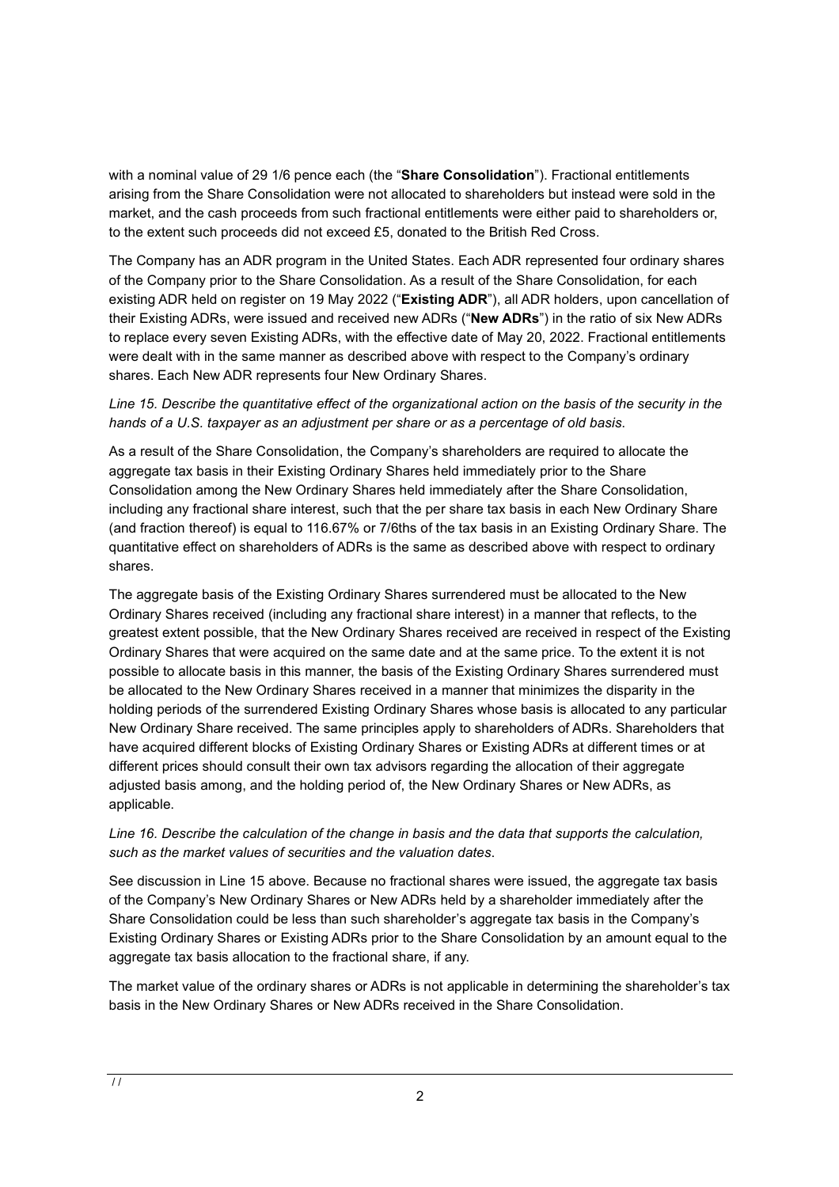with a nominal value of 29 1/6 pence each (the "**Share Consolidation**"). Fractional entitlements arising from the Share Consolidation were not allocated to shareholders but instead were sold in the market, and the cash proceeds from such fractional entitlements were either paid to shareholders or, to the extent such proceeds did not exceed £5, donated to the British Red Cross.

The Company has an ADR program in the United States. Each ADR represented four ordinary shares of the Company prior to the Share Consolidation. As a result of the Share Consolidation, for each existing ADR held on register on 19 May 2022 ("**Existing ADR**"), all ADR holders, upon cancellation of their Existing ADRs, were issued and received new ADRs ("**New ADRs**") in the ratio of six New ADRs to replace every seven Existing ADRs, with the effective date of May 20, 2022. Fractional entitlements were dealt with in the same manner as described above with respect to the Company's ordinary shares. Each New ADR represents four New Ordinary Shares.

*Line 15. Describe the quantitative effect of the organizational action on the basis of the security in the hands of a U.S. taxpayer as an adjustment per share or as a percentage of old basis.*

As a result of the Share Consolidation, the Company's shareholders are required to allocate the aggregate tax basis in their Existing Ordinary Shares held immediately prior to the Share Consolidation among the New Ordinary Shares held immediately after the Share Consolidation, including any fractional share interest, such that the per share tax basis in each New Ordinary Share (and fraction thereof) is equal to 116.67% or 7/6ths of the tax basis in an Existing Ordinary Share. The quantitative effect on shareholders of ADRs is the same as described above with respect to ordinary shares.

The aggregate basis of the Existing Ordinary Shares surrendered must be allocated to the New Ordinary Shares received (including any fractional share interest) in a manner that reflects, to the greatest extent possible, that the New Ordinary Shares received are received in respect of the Existing Ordinary Shares that were acquired on the same date and at the same price. To the extent it is not possible to allocate basis in this manner, the basis of the Existing Ordinary Shares surrendered must be allocated to the New Ordinary Shares received in a manner that minimizes the disparity in the holding periods of the surrendered Existing Ordinary Shares whose basis is allocated to any particular New Ordinary Share received. The same principles apply to shareholders of ADRs. Shareholders that have acquired different blocks of Existing Ordinary Shares or Existing ADRs at different times or at different prices should consult their own tax advisors regarding the allocation of their aggregate adjusted basis among, and the holding period of, the New Ordinary Shares or New ADRs, as applicable.

*Line 16. Describe the calculation of the change in basis and the data that supports the calculation, such as the market values of securities and the valuation dates.*

See discussion in Line 15 above. Because no fractional shares were issued, the aggregate tax basis of the Company's New Ordinary Shares or New ADRs held by a shareholder immediately after the Share Consolidation could be less than such shareholder's aggregate tax basis in the Company's Existing Ordinary Shares or Existing ADRs prior to the Share Consolidation by an amount equal to the aggregate tax basis allocation to the fractional share, if any.

The market value of the ordinary shares or ADRs is not applicable in determining the shareholder's tax basis in the New Ordinary Shares or New ADRs received in the Share Consolidation.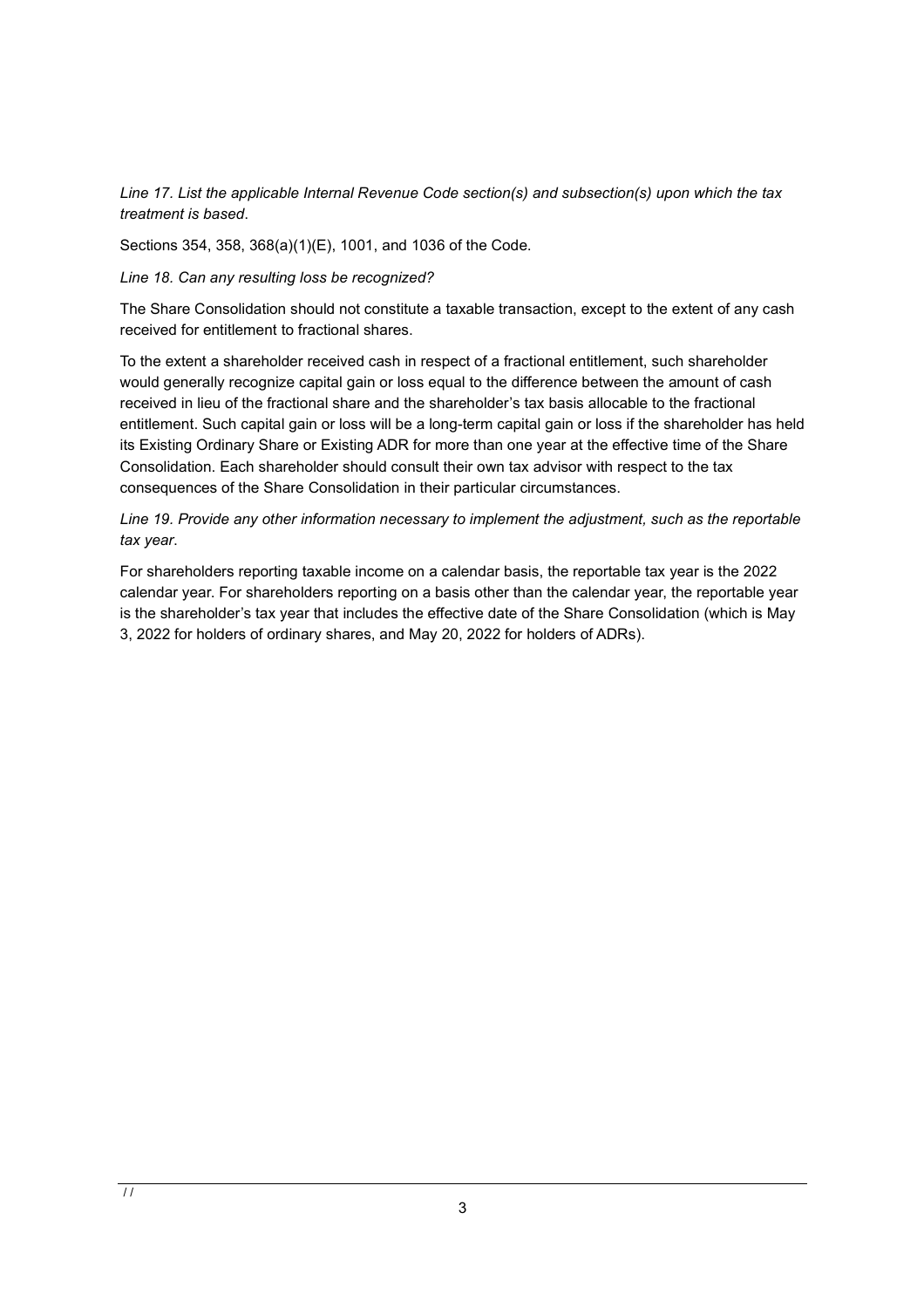*Line 17. List the applicable Internal Revenue Code section(s) and subsection(s) upon which the tax treatment is based.*

Sections 354, 358, 368(a)(1)(E), 1001, and 1036 of the Code.

*Line 18. Can any resulting loss be recognized?*

The Share Consolidation should not constitute a taxable transaction, except to the extent of any cash received for entitlement to fractional shares.

To the extent a shareholder received cash in respect of a fractional entitlement, such shareholder would generally recognize capital gain or loss equal to the difference between the amount of cash received in lieu of the fractional share and the shareholder's tax basis allocable to the fractional entitlement. Such capital gain or loss will be a long-term capital gain or loss if the shareholder has held its Existing Ordinary Share or Existing ADR for more than one year at the effective time of the Share Consolidation. Each shareholder should consult their own tax advisor with respect to the tax consequences of the Share Consolidation in their particular circumstances.

*Line 19. Provide any other information necessary to implement the adjustment, such as the reportable tax year.*

For shareholders reporting taxable income on a calendar basis, the reportable tax year is the 2022 calendar year. For shareholders reporting on a basis other than the calendar year, the reportable year is the shareholder's tax year that includes the effective date of the Share Consolidation (which is May 3, 2022 for holders of ordinary shares, and May 20, 2022 for holders of ADRs).